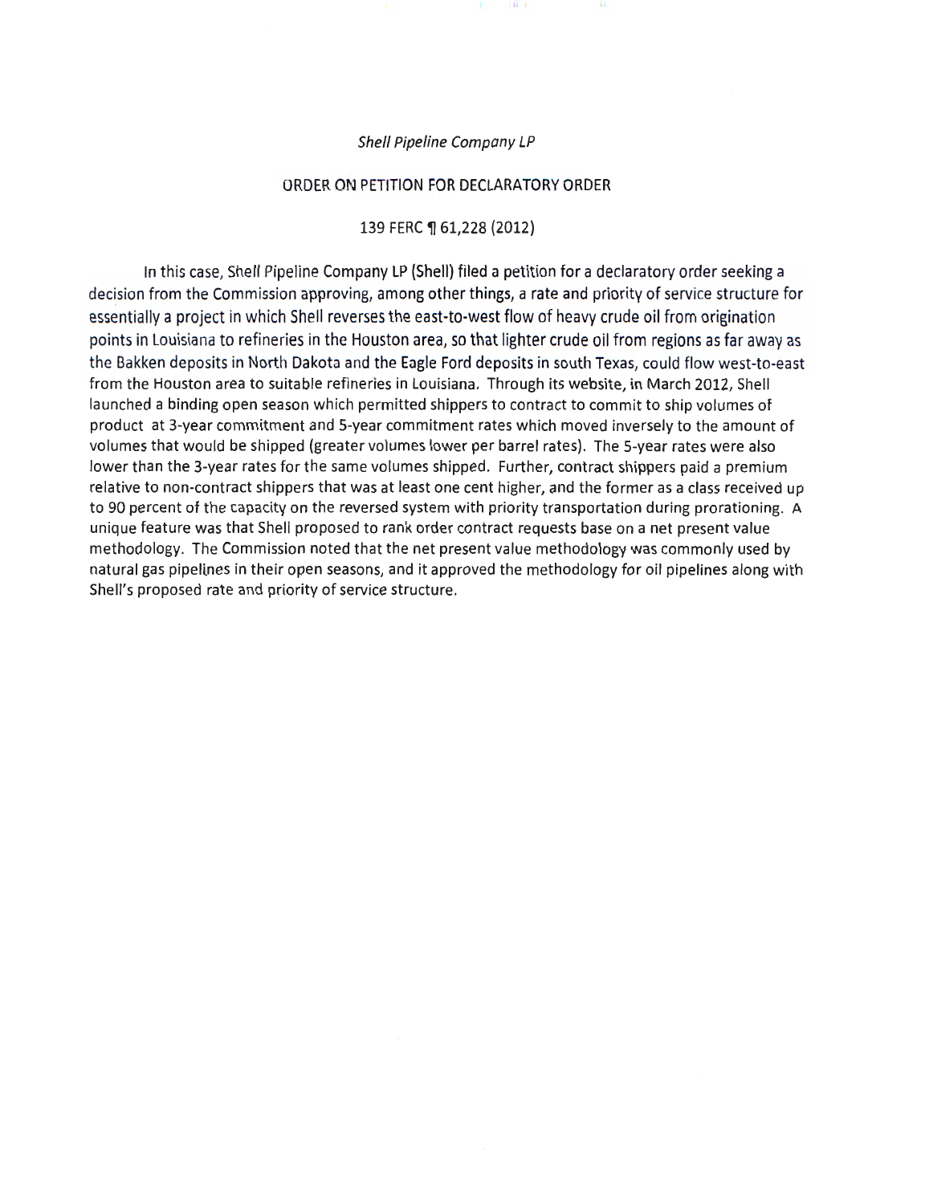*Shell Pipeline Company LP*

ORDER ON PETITION FOR DECLARATORY ORDER

139 FERC ¶ 61,228 (2012)

In this case, Shell Pipeline Company LP (Shell) filed a petition for a declaratory order seeking a decision from the Commission approving, among other things, a rate and priority of service structure for essentially a project in which Shell reverses the east-to-west flow of heavy crude oil from origination points in Louisiana to refineries in the Houston area, so that lighter crude oil from regions as far away as the Bakken deposits in North Dakota and the Eagle Ford deposits in south Texas, could flow west-to-east from the Houston area to suitable refineries in Louisiana. Through its website, in March 2012, Shell launched a binding open season which permitted shippers to contract to commit to ship volumes of product at 3-year commitment and 5-year commitment rates which moved inversely to the amount of volumes that would be shipped (greater volumes lower per barrel rates). The 5-year rates were also lower than the 3-year rates for the same volumes shipped. Further, contract shippers paid a premium relative to non-contract shippers that was at least one cent higher, and the former as a class received up to 90 percent of the capacity on the reversed system with priority transportation during prorationing. A unique feature was that Shell proposed to rank order contract requests base on a net present value methodology. The Commission noted that the net present value methodology was commonly used by natural gas pipelines in their open seasons, and it approved the methodology for oil pipelines along with Shell's proposed rate and priority of service structure.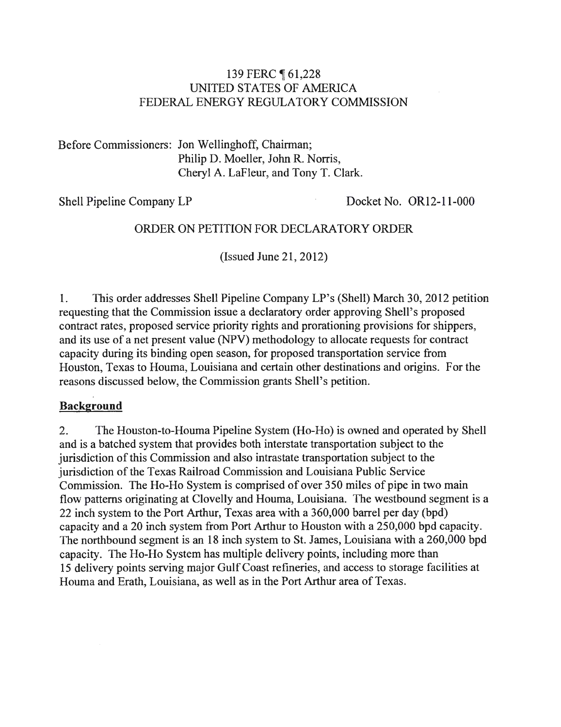139 FERC ¶ 61,228
UNITED STATES OF AMERICA
FEDERAL ENERGY REGULATORY COMMISSION

Before Commissioners: Jon Wellinghoff, Chairman;
Philip D. Moeller, John R. Norris,
Cheryl A. LaFleur, and Tony T. Clark.

Shell Pipeline Company LP — Docket No. OR12-11-000

ORDER ON PETITION FOR DECLARATORY ORDER

(Issued June 21, 2012)

1. This order addresses Shell Pipeline Company LP's (Shell) March 30, 2012 petition requesting that the Commission issue a declaratory order approving Shell's proposed contract rates, proposed service priority rights and prorationing provisions for shippers, and its use of a net present value (NPV) methodology to allocate requests for contract capacity during its binding open season, for proposed transportation service from Houston, Texas to Houma, Louisiana and certain other destinations and origins. For the reasons discussed below, the Commission grants Shell's petition.

## Background

2. The Houston-to-Houma Pipeline System (Ho-Ho) is owned and operated by Shell and is a batched system that provides both interstate transportation subject to the jurisdiction of this Commission and also intrastate transportation subject to the jurisdiction of the Texas Railroad Commission and Louisiana Public Service Commission. The Ho-Ho System is comprised of over 350 miles of pipe in two main flow patterns originating at Clovelly and Houma, Louisiana. The westbound segment is a 22 inch system to the Port Arthur, Texas area with a 360,000 barrel per day (bpd) capacity and a 20 inch system from Port Arthur to Houston with a 250,000 bpd capacity. The northbound segment is an 18 inch system to St. James, Louisiana with a 260,000 bpd capacity. The Ho-Ho System has multiple delivery points, including more than 15 delivery points serving major Gulf Coast refineries, and access to storage facilities at Houma and Erath, Louisiana, as well as in the Port Arthur area of Texas.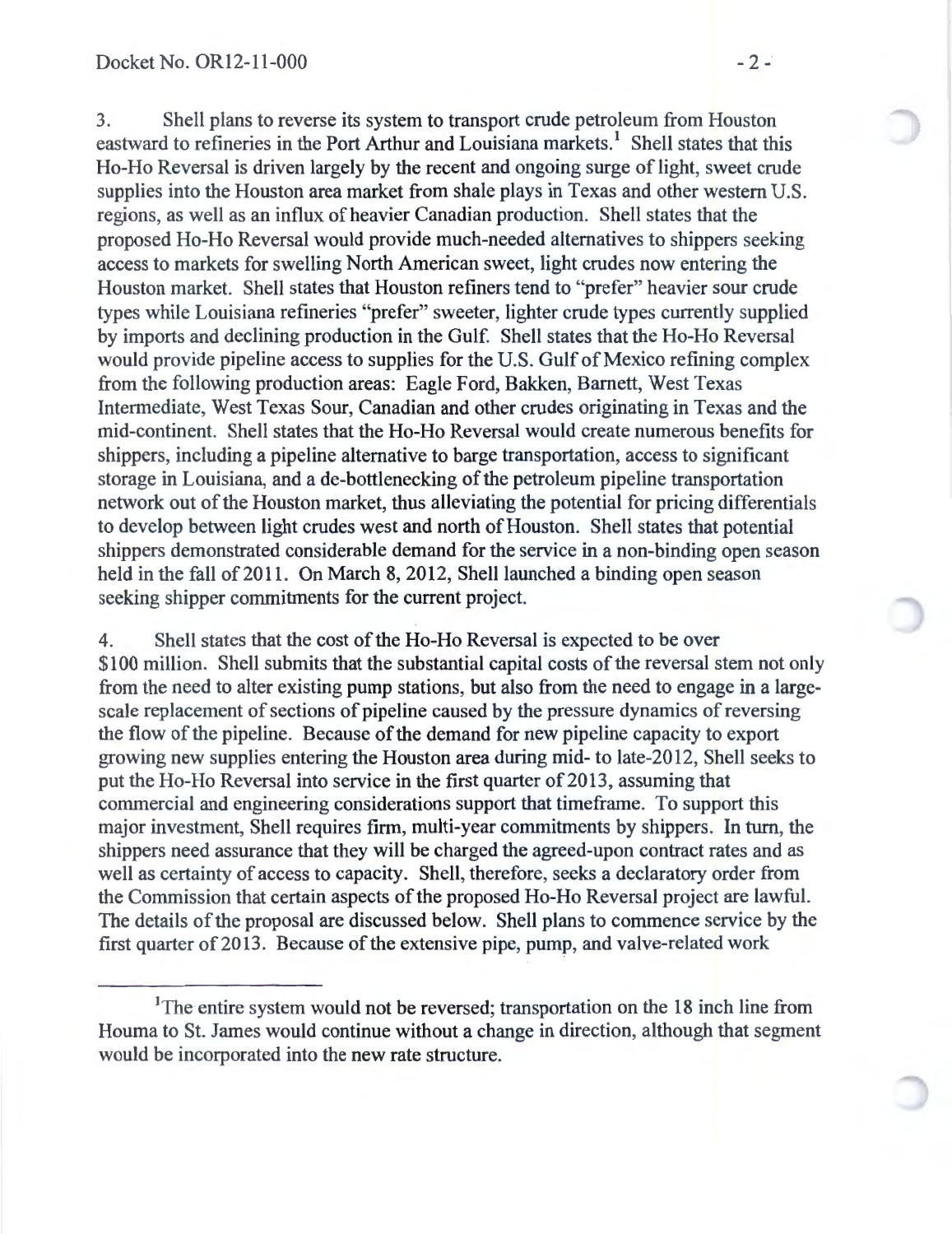3. Shell plans to reverse its system to transport crude petroleum from Houston eastward to refineries in the Port Arthur and Louisiana markets.[1] Shell states that this Ho-Ho Reversal is driven largely by the recent and ongoing surge of light, sweet crude supplies into the Houston area market from shale plays in Texas and other western U.S. regions, as well as an influx of heavier Canadian production. Shell states that the proposed Ho-Ho Reversal would provide much-needed alternatives to shippers seeking access to markets for swelling North American sweet, light crudes now entering the Houston market. Shell states that Houston refiners tend to "prefer" heavier sour crude types while Louisiana refineries "prefer" sweeter, lighter crude types currently supplied by imports and declining production in the Gulf. Shell states that the Ho-Ho Reversal would provide pipeline access to supplies for the U.S. Gulf of Mexico refining complex from the following production areas: Eagle Ford, Bakken, Barnett, West Texas Intermediate, West Texas Sour, Canadian and other crudes originating in Texas and the mid-continent. Shell states that the Ho-Ho Reversal would create numerous benefits for shippers, including a pipeline alternative to barge transportation, access to significant storage in Louisiana, and a de-bottlenecking of the petroleum pipeline transportation network out of the Houston market, thus alleviating the potential for pricing differentials to develop between light crudes west and north of Houston. Shell states that potential shippers demonstrated considerable demand for the service in a non-binding open season held in the fall of 2011. On March 8, 2012, Shell launched a binding open season seeking shipper commitments for the current project.

4. Shell states that the cost of the Ho-Ho Reversal is expected to be over $100 million. Shell submits that the substantial capital costs of the reversal stem not only from the need to alter existing pump stations, but also from the need to engage in a large-scale replacement of sections of pipeline caused by the pressure dynamics of reversing the flow of the pipeline. Because of the demand for new pipeline capacity to export growing new supplies entering the Houston area during mid- to late-2012, Shell seeks to put the Ho-Ho Reversal into service in the first quarter of 2013, assuming that commercial and engineering considerations support that timeframe. To support this major investment, Shell requires firm, multi-year commitments by shippers. In turn, the shippers need assurance that they will be charged the agreed-upon contract rates and as well as certainty of access to capacity. Shell, therefore, seeks a declaratory order from the Commission that certain aspects of the proposed Ho-Ho Reversal project are lawful. The details of the proposal are discussed below. Shell plans to commence service by the first quarter of 2013. Because of the extensive pipe, pump, and valve-related work

[1] The entire system would not be reversed; transportation on the 18 inch line from Houma to St. James would continue without a change in direction, although that segment would be incorporated into the new rate structure.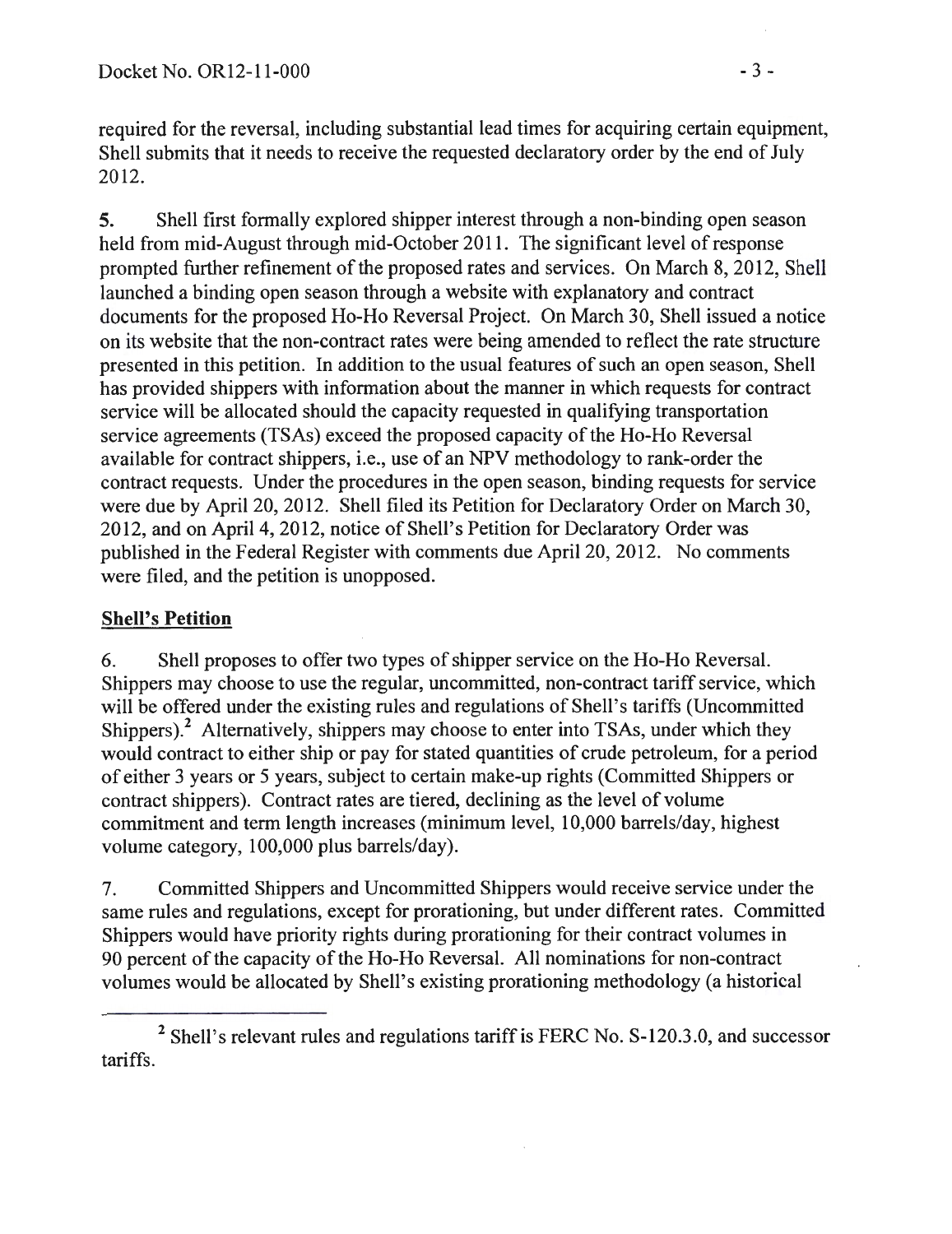required for the reversal, including substantial lead times for acquiring certain equipment, Shell submits that it needs to receive the requested declaratory order by the end of July 2012.

**5.** Shell first formally explored shipper interest through a non-binding open season held from mid-August through mid-October 2011. The significant level of response prompted further refinement of the proposed rates and services. On March 8, 2012, Shell launched a binding open season through a website with explanatory and contract documents for the proposed Ho-Ho Reversal Project. On March 30, Shell issued a notice on its website that the non-contract rates were being amended to reflect the rate structure presented in this petition. In addition to the usual features of such an open season, Shell has provided shippers with information about the manner in which requests for contract service will be allocated should the capacity requested in qualifying transportation service agreements (TSAs) exceed the proposed capacity of the Ho-Ho Reversal available for contract shippers, i.e., use of an NPV methodology to rank-order the contract requests. Under the procedures in the open season, binding requests for service were due by April 20, 2012. Shell filed its Petition for Declaratory Order on March 30, 2012, and on April 4, 2012, notice of Shell's Petition for Declaratory Order was published in the Federal Register with comments due April 20, 2012. No comments were filed, and the petition is unopposed.

## Shell's Petition

6. Shell proposes to offer two types of shipper service on the Ho-Ho Reversal. Shippers may choose to use the regular, uncommitted, non-contract tariff service, which will be offered under the existing rules and regulations of Shell's tariffs (Uncommitted Shippers).[2] Alternatively, shippers may choose to enter into TSAs, under which they would contract to either ship or pay for stated quantities of crude petroleum, for a period of either 3 years or 5 years, subject to certain make-up rights (Committed Shippers or contract shippers). Contract rates are tiered, declining as the level of volume commitment and term length increases (minimum level, 10,000 barrels/day, highest volume category, 100,000 plus barrels/day).

7. Committed Shippers and Uncommitted Shippers would receive service under the same rules and regulations, except for prorationing, but under different rates. Committed Shippers would have priority rights during prorationing for their contract volumes in 90 percent of the capacity of the Ho-Ho Reversal. All nominations for non-contract volumes would be allocated by Shell's existing prorationing methodology (a historical

---

[2] Shell's relevant rules and regulations tariff is FERC No. S-120.3.0, and successor tariffs.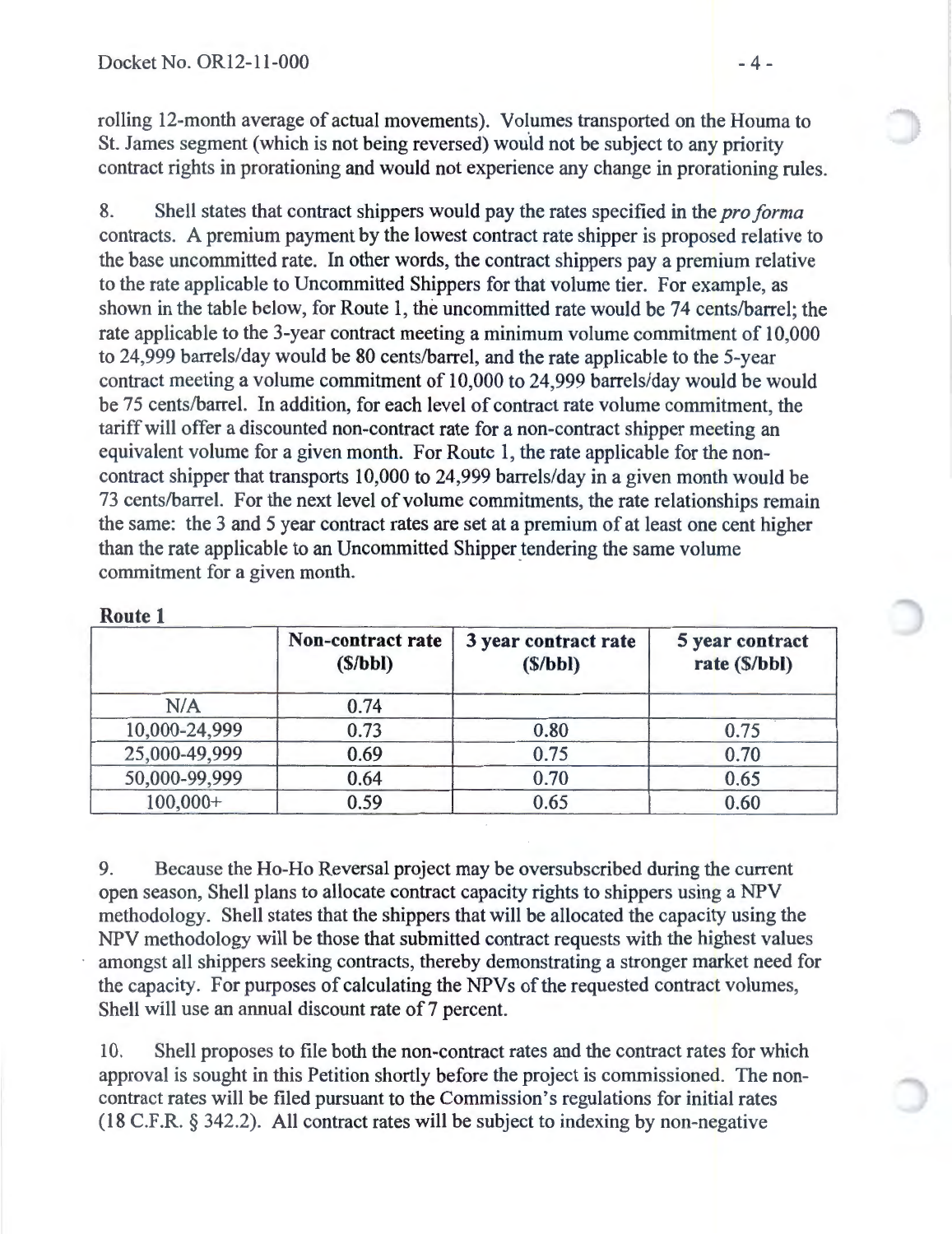rolling 12-month average of actual movements). Volumes transported on the Houma to St. James segment (which is not being reversed) would not be subject to any priority contract rights in prorationing and would not experience any change in prorationing rules.

8. Shell states that contract shippers would pay the rates specified in the *pro forma* contracts. A premium payment by the lowest contract rate shipper is proposed relative to the base uncommitted rate. In other words, the contract shippers pay a premium relative to the rate applicable to Uncommitted Shippers for that volume tier. For example, as shown in the table below, for Route 1, the uncommitted rate would be 74 cents/barrel; the rate applicable to the 3-year contract meeting a minimum volume commitment of 10,000 to 24,999 barrels/day would be 80 cents/barrel, and the rate applicable to the 5-year contract meeting a volume commitment of 10,000 to 24,999 barrels/day would be would be 75 cents/barrel. In addition, for each level of contract rate volume commitment, the tariff will offer a discounted non-contract rate for a non-contract shipper meeting an equivalent volume for a given month. For Route 1, the rate applicable for the non-contract shipper that transports 10,000 to 24,999 barrels/day in a given month would be 73 cents/barrel. For the next level of volume commitments, the rate relationships remain the same: the 3 and 5 year contract rates are set at a premium of at least one cent higher than the rate applicable to an Uncommitted Shipper tendering the same volume commitment for a given month.

**Route 1**

| | Non-contract rate ($/bbl) | 3 year contract rate ($/bbl) | 5 year contract rate ($/bbl) |
|---|---|---|---|
| N/A | 0.74 | | |
| 10,000-24,999 | 0.73 | 0.80 | 0.75 |
| 25,000-49,999 | 0.69 | 0.75 | 0.70 |
| 50,000-99,999 | 0.64 | 0.70 | 0.65 |
| 100,000+ | 0.59 | 0.65 | 0.60 |

9. Because the Ho-Ho Reversal project may be oversubscribed during the current open season, Shell plans to allocate contract capacity rights to shippers using a NPV methodology. Shell states that the shippers that will be allocated the capacity using the NPV methodology will be those that submitted contract requests with the highest values amongst all shippers seeking contracts, thereby demonstrating a stronger market need for the capacity. For purposes of calculating the NPVs of the requested contract volumes, Shell will use an annual discount rate of 7 percent.

10. Shell proposes to file both the non-contract rates and the contract rates for which approval is sought in this Petition shortly before the project is commissioned. The non-contract rates will be filed pursuant to the Commission's regulations for initial rates (18 C.F.R. § 342.2). All contract rates will be subject to indexing by non-negative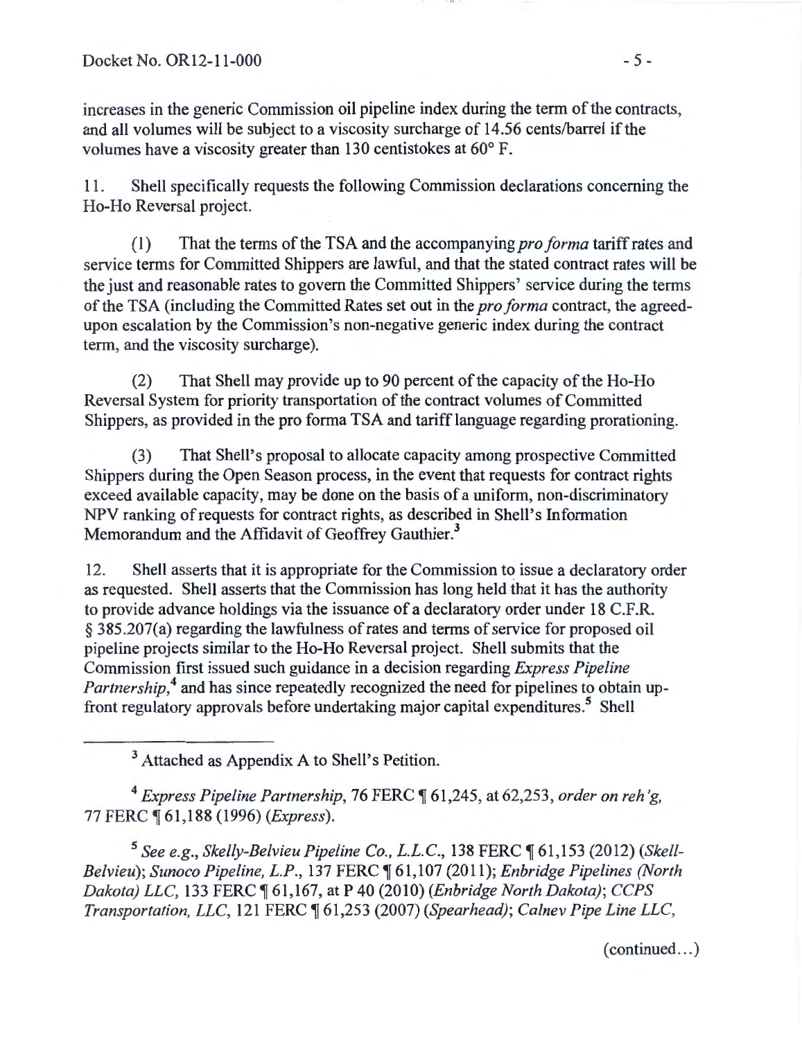increases in the generic Commission oil pipeline index during the term of the contracts, and all volumes will be subject to a viscosity surcharge of 14.56 cents/barrel if the volumes have a viscosity greater than 130 centistokes at 60° F.

11. Shell specifically requests the following Commission declarations concerning the Ho-Ho Reversal project.

(1) That the terms of the TSA and the accompanying *pro forma* tariff rates and service terms for Committed Shippers are lawful, and that the stated contract rates will be the just and reasonable rates to govern the Committed Shippers' service during the terms of the TSA (including the Committed Rates set out in the *pro forma* contract, the agreed-upon escalation by the Commission's non-negative generic index during the contract term, and the viscosity surcharge).

(2) That Shell may provide up to 90 percent of the capacity of the Ho-Ho Reversal System for priority transportation of the contract volumes of Committed Shippers, as provided in the pro forma TSA and tariff language regarding prorationing.

(3) That Shell's proposal to allocate capacity among prospective Committed Shippers during the Open Season process, in the event that requests for contract rights exceed available capacity, may be done on the basis of a uniform, non-discriminatory NPV ranking of requests for contract rights, as described in Shell's Information Memorandum and the Affidavit of Geoffrey Gauthier.[3]

12. Shell asserts that it is appropriate for the Commission to issue a declaratory order as requested. Shell asserts that the Commission has long held that it has the authority to provide advance holdings via the issuance of a declaratory order under 18 C.F.R. § 385.207(a) regarding the lawfulness of rates and terms of service for proposed oil pipeline projects similar to the Ho-Ho Reversal project. Shell submits that the Commission first issued such guidance in a decision regarding *Express Pipeline Partnership*,[4] and has since repeatedly recognized the need for pipelines to obtain up-front regulatory approvals before undertaking major capital expenditures.[5] Shell

---

[3] Attached as Appendix A to Shell's Petition.

[4] *Express Pipeline Partnership*, 76 FERC ¶ 61,245, at 62,253, *order on reh'g*, 77 FERC ¶ 61,188 (1996) (*Express*).

[5] *See e.g.*, *Skelly-Belvieu Pipeline Co., L.L.C.*, 138 FERC ¶ 61,153 (2012) (*Skell-Belvieu*); *Sunoco Pipeline, L.P.*, 137 FERC ¶ 61,107 (2011); *Enbridge Pipelines (North Dakota) LLC*, 133 FERC ¶ 61,167, at P 40 (2010) (*Enbridge North Dakota)*; *CCPS Transportation, LLC*, 121 FERC ¶ 61,253 (2007) (*Spearhead)*; *Calnev Pipe Line LLC*,

(continued...)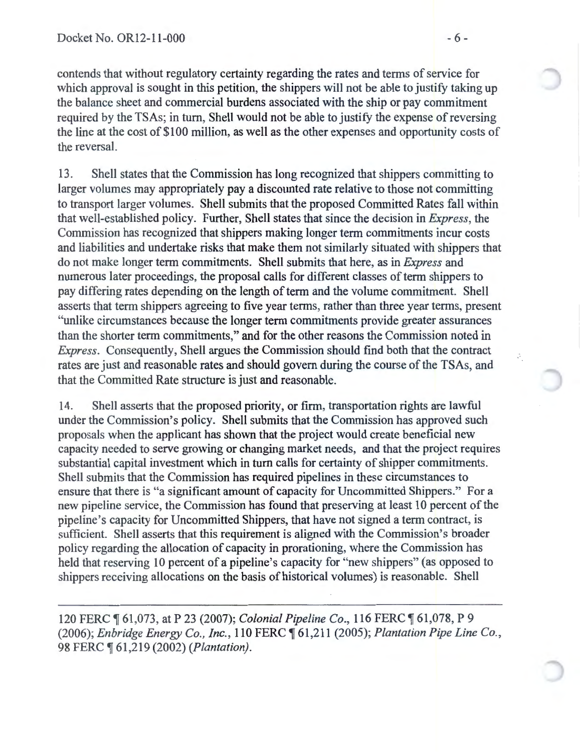contends that without regulatory certainty regarding the rates and terms of service for which approval is sought in this petition, the shippers will not be able to justify taking up the balance sheet and commercial burdens associated with the ship or pay commitment required by the TSAs; in turn, Shell would not be able to justify the expense of reversing the line at the cost of $100 million, as well as the other expenses and opportunity costs of the reversal.

13. Shell states that the Commission has long recognized that shippers committing to larger volumes may appropriately pay a discounted rate relative to those not committing to transport larger volumes. Shell submits that the proposed Committed Rates fall within that well-established policy. Further, Shell states that since the decision in *Express*, the Commission has recognized that shippers making longer term commitments incur costs and liabilities and undertake risks that make them not similarly situated with shippers that do not make longer term commitments. Shell submits that here, as in *Express* and numerous later proceedings, the proposal calls for different classes of term shippers to pay differing rates depending on the length of term and the volume commitment. Shell asserts that term shippers agreeing to five year terms, rather than three year terms, present "unlike circumstances because the longer term commitments provide greater assurances than the shorter term commitments," and for the other reasons the Commission noted in *Express*. Consequently, Shell argues the Commission should find both that the contract rates are just and reasonable rates and should govern during the course of the TSAs, and that the Committed Rate structure is just and reasonable.

14. Shell asserts that the proposed priority, or firm, transportation rights are lawful under the Commission's policy. Shell submits that the Commission has approved such proposals when the applicant has shown that the project would create beneficial new capacity needed to serve growing or changing market needs, and that the project requires substantial capital investment which in turn calls for certainty of shipper commitments. Shell submits that the Commission has required pipelines in these circumstances to ensure that there is "a significant amount of capacity for Uncommitted Shippers." For a new pipeline service, the Commission has found that preserving at least 10 percent of the pipeline's capacity for Uncommitted Shippers, that have not signed a term contract, is sufficient. Shell asserts that this requirement is aligned with the Commission's broader policy regarding the allocation of capacity in prorationing, where the Commission has held that reserving 10 percent of a pipeline's capacity for "new shippers" (as opposed to shippers receiving allocations on the basis of historical volumes) is reasonable. Shell

---

120 FERC ¶ 61,073, at P 23 (2007); *Colonial Pipeline Co.*, 116 FERC ¶ 61,078, P 9 (2006); *Enbridge Energy Co., Inc.*, 110 FERC ¶ 61,211 (2005); *Plantation Pipe Line Co.*, 98 FERC ¶ 61,219 (2002) (*Plantation*).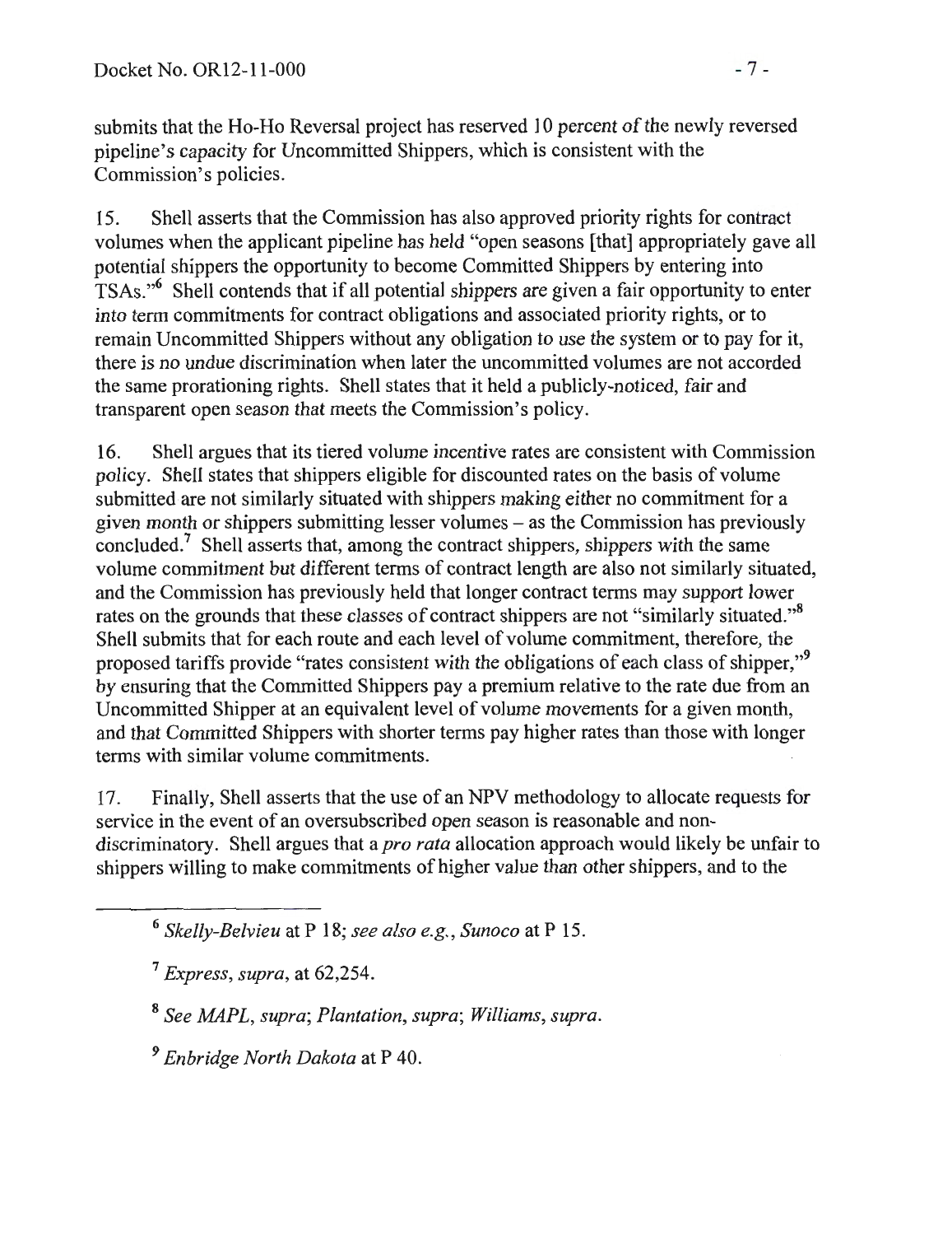submits that the Ho-Ho Reversal project has reserved 10 percent of the newly reversed pipeline's capacity for Uncommitted Shippers, which is consistent with the Commission's policies.

15. Shell asserts that the Commission has also approved priority rights for contract volumes when the applicant pipeline has held "open seasons [that] appropriately gave all potential shippers the opportunity to become Committed Shippers by entering into TSAs."[6] Shell contends that if all potential shippers are given a fair opportunity to enter into term commitments for contract obligations and associated priority rights, or to remain Uncommitted Shippers without any obligation to use the system or to pay for it, there is no undue discrimination when later the uncommitted volumes are not accorded the same prorationing rights. Shell states that it held a publicly-noticed, fair and transparent open season that meets the Commission's policy.

16. Shell argues that its tiered volume incentive rates are consistent with Commission policy. Shell states that shippers eligible for discounted rates on the basis of volume submitted are not similarly situated with shippers making either no commitment for a given month or shippers submitting lesser volumes – as the Commission has previously concluded.[7] Shell asserts that, among the contract shippers, shippers with the same volume commitment but different terms of contract length are also not similarly situated, and the Commission has previously held that longer contract terms may support lower rates on the grounds that these classes of contract shippers are not "similarly situated."[8] Shell submits that for each route and each level of volume commitment, therefore, the proposed tariffs provide "rates consistent with the obligations of each class of shipper,"[9] by ensuring that the Committed Shippers pay a premium relative to the rate due from an Uncommitted Shipper at an equivalent level of volume movements for a given month, and that Committed Shippers with shorter terms pay higher rates than those with longer terms with similar volume commitments.

17. Finally, Shell asserts that the use of an NPV methodology to allocate requests for service in the event of an oversubscribed open season is reasonable and non-discriminatory. Shell argues that a *pro rata* allocation approach would likely be unfair to shippers willing to make commitments of higher value than other shippers, and to the

---

[6] *Skelly-Belvieu* at P 18; *see also e.g., Sunoco* at P 15.

[7] *Express, supra*, at 62,254.

[8] *See MAPL, supra*; *Plantation, supra*; *Williams, supra*.

[9] *Enbridge North Dakota* at P 40.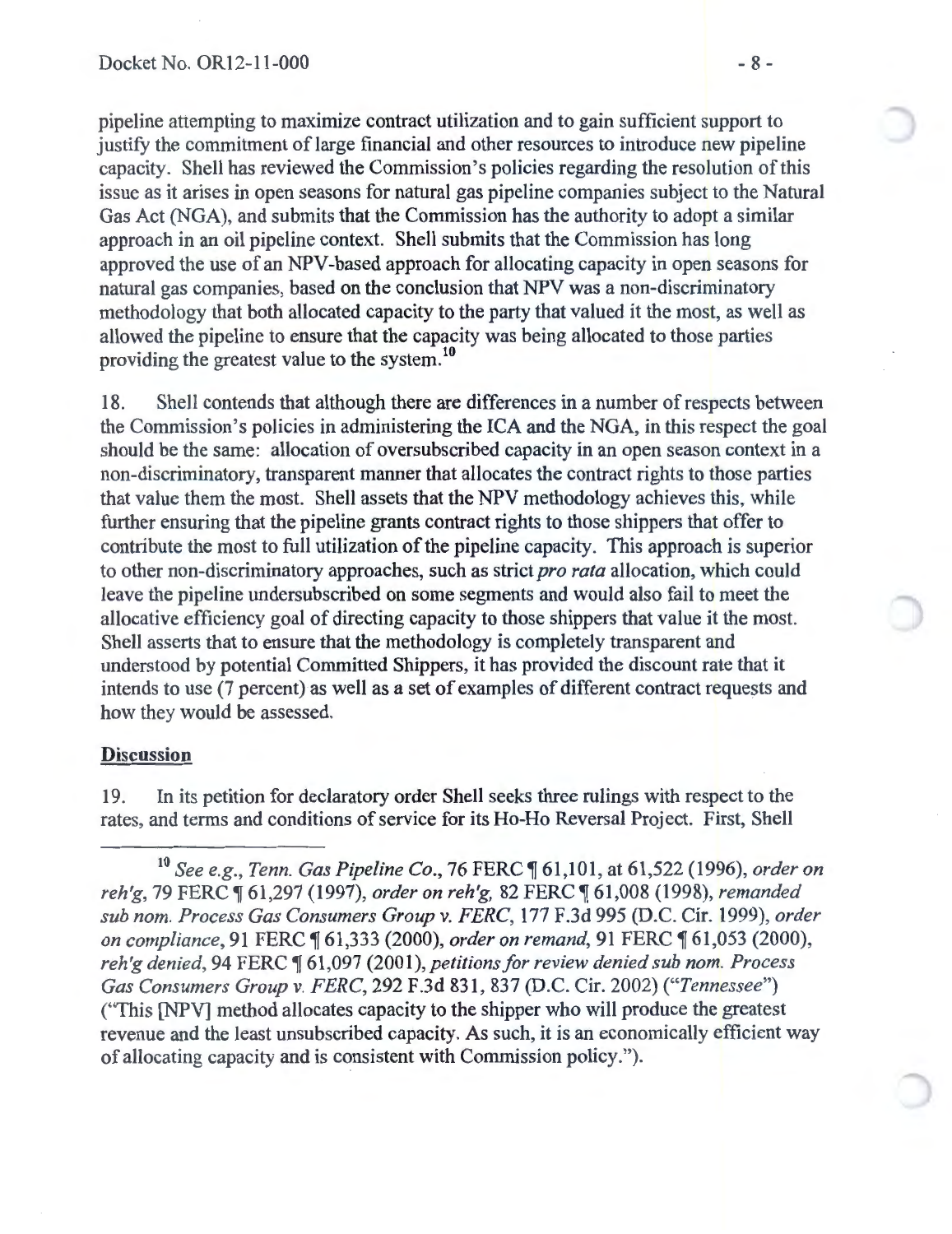pipeline attempting to maximize contract utilization and to gain sufficient support to justify the commitment of large financial and other resources to introduce new pipeline capacity. Shell has reviewed the Commission's policies regarding the resolution of this issue as it arises in open seasons for natural gas pipeline companies subject to the Natural Gas Act (NGA), and submits that the Commission has the authority to adopt a similar approach in an oil pipeline context. Shell submits that the Commission has long approved the use of an NPV-based approach for allocating capacity in open seasons for natural gas companies, based on the conclusion that NPV was a non-discriminatory methodology that both allocated capacity to the party that valued it the most, as well as allowed the pipeline to ensure that the capacity was being allocated to those parties providing the greatest value to the system.[10]

18. Shell contends that although there are differences in a number of respects between the Commission's policies in administering the ICA and the NGA, in this respect the goal should be the same: allocation of oversubscribed capacity in an open season context in a non-discriminatory, transparent manner that allocates the contract rights to those parties that value them the most. Shell assets that the NPV methodology achieves this, while further ensuring that the pipeline grants contract rights to those shippers that offer to contribute the most to full utilization of the pipeline capacity. This approach is superior to other non-discriminatory approaches, such as strict *pro rata* allocation, which could leave the pipeline undersubscribed on some segments and would also fail to meet the allocative efficiency goal of directing capacity to those shippers that value it the most. Shell asserts that to ensure that the methodology is completely transparent and understood by potential Committed Shippers, it has provided the discount rate that it intends to use (7 percent) as well as a set of examples of different contract requests and how they would be assessed.

## Discussion

19. In its petition for declaratory order Shell seeks three rulings with respect to the rates, and terms and conditions of service for its Ho-Ho Reversal Project. First, Shell

---

[10] *See e.g., Tenn. Gas Pipeline Co.*, 76 FERC ¶ 61,101, at 61,522 (1996), *order on reh'g*, 79 FERC ¶ 61,297 (1997), *order on reh'g*, 82 FERC ¶ 61,008 (1998), *remanded sub nom. Process Gas Consumers Group v. FERC*, 177 F.3d 995 (D.C. Cir. 1999), *order on compliance*, 91 FERC ¶ 61,333 (2000), *order on remand*, 91 FERC ¶ 61,053 (2000), *reh'g denied*, 94 FERC ¶ 61,097 (2001), *petitions for review denied sub nom. Process Gas Consumers Group v. FERC*, 292 F.3d 831, 837 (D.C. Cir. 2002) ("*Tennessee*") ("This [NPV] method allocates capacity to the shipper who will produce the greatest revenue and the least unsubscribed capacity. As such, it is an economically efficient way of allocating capacity and is consistent with Commission policy.").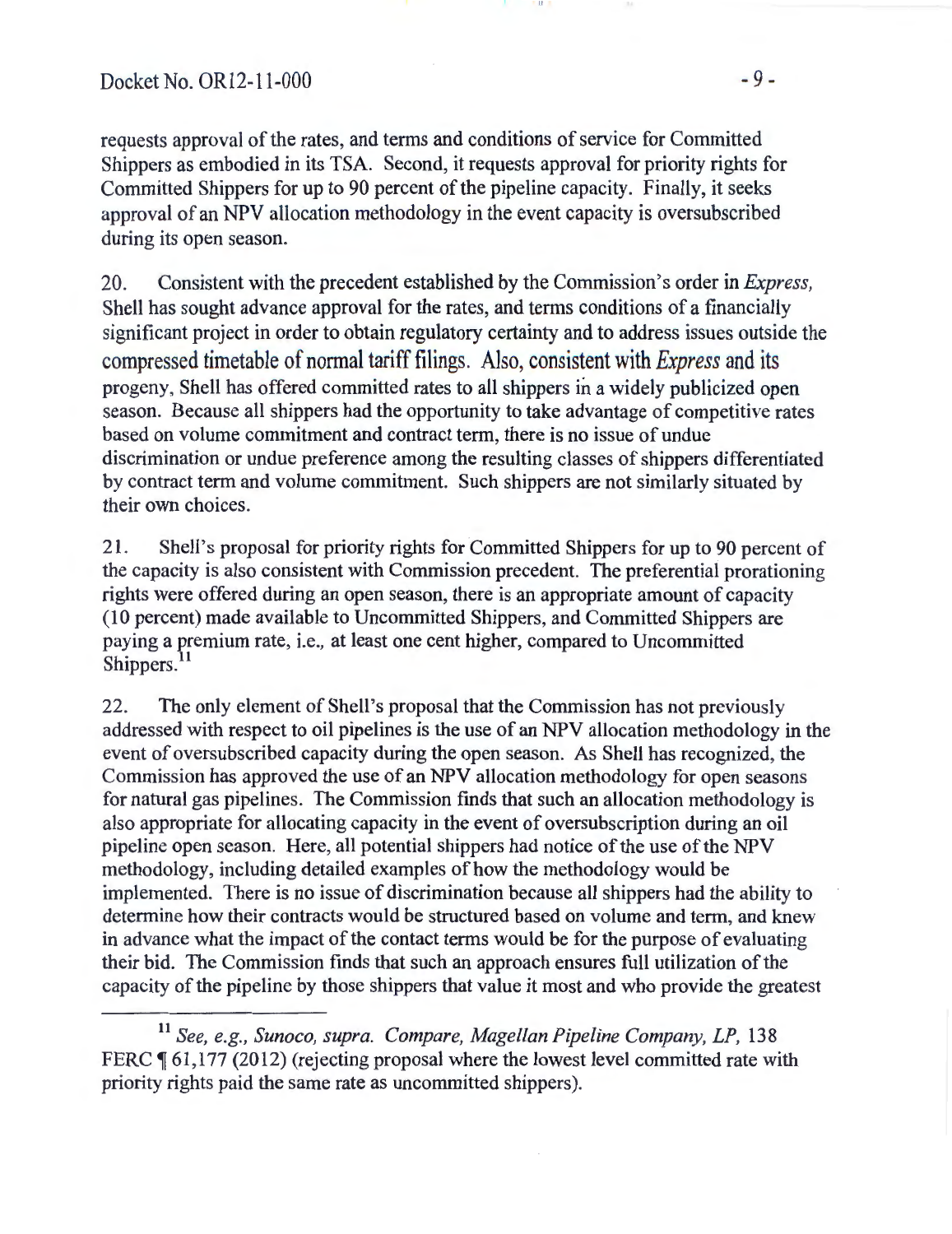requests approval of the rates, and terms and conditions of service for Committed Shippers as embodied in its TSA. Second, it requests approval for priority rights for Committed Shippers for up to 90 percent of the pipeline capacity. Finally, it seeks approval of an NPV allocation methodology in the event capacity is oversubscribed during its open season.

20. Consistent with the precedent established by the Commission's order in *Express,* Shell has sought advance approval for the rates, and terms conditions of a financially significant project in order to obtain regulatory certainty and to address issues outside the compressed timetable of normal tariff filings. Also, consistent with *Express* and its progeny, Shell has offered committed rates to all shippers in a widely publicized open season. Because all shippers had the opportunity to take advantage of competitive rates based on volume commitment and contract term, there is no issue of undue discrimination or undue preference among the resulting classes of shippers differentiated by contract term and volume commitment. Such shippers are not similarly situated by their own choices.

21. Shell's proposal for priority rights for Committed Shippers for up to 90 percent of the capacity is also consistent with Commission precedent. The preferential prorationing rights were offered during an open season, there is an appropriate amount of capacity (10 percent) made available to Uncommitted Shippers, and Committed Shippers are paying a premium rate, i.e., at least one cent higher, compared to Uncommitted Shippers.[11]

22. The only element of Shell's proposal that the Commission has not previously addressed with respect to oil pipelines is the use of an NPV allocation methodology in the event of oversubscribed capacity during the open season. As Shell has recognized, the Commission has approved the use of an NPV allocation methodology for open seasons for natural gas pipelines. The Commission finds that such an allocation methodology is also appropriate for allocating capacity in the event of oversubscription during an oil pipeline open season. Here, all potential shippers had notice of the use of the NPV methodology, including detailed examples of how the methodology would be implemented. There is no issue of discrimination because all shippers had the ability to determine how their contracts would be structured based on volume and term, and knew in advance what the impact of the contact terms would be for the purpose of evaluating their bid. The Commission finds that such an approach ensures full utilization of the capacity of the pipeline by those shippers that value it most and who provide the greatest

---

[11] *See, e.g., Sunoco, supra. Compare, Magellan Pipeline Company, LP,* 138 FERC ¶ 61,177 (2012) (rejecting proposal where the lowest level committed rate with priority rights paid the same rate as uncommitted shippers).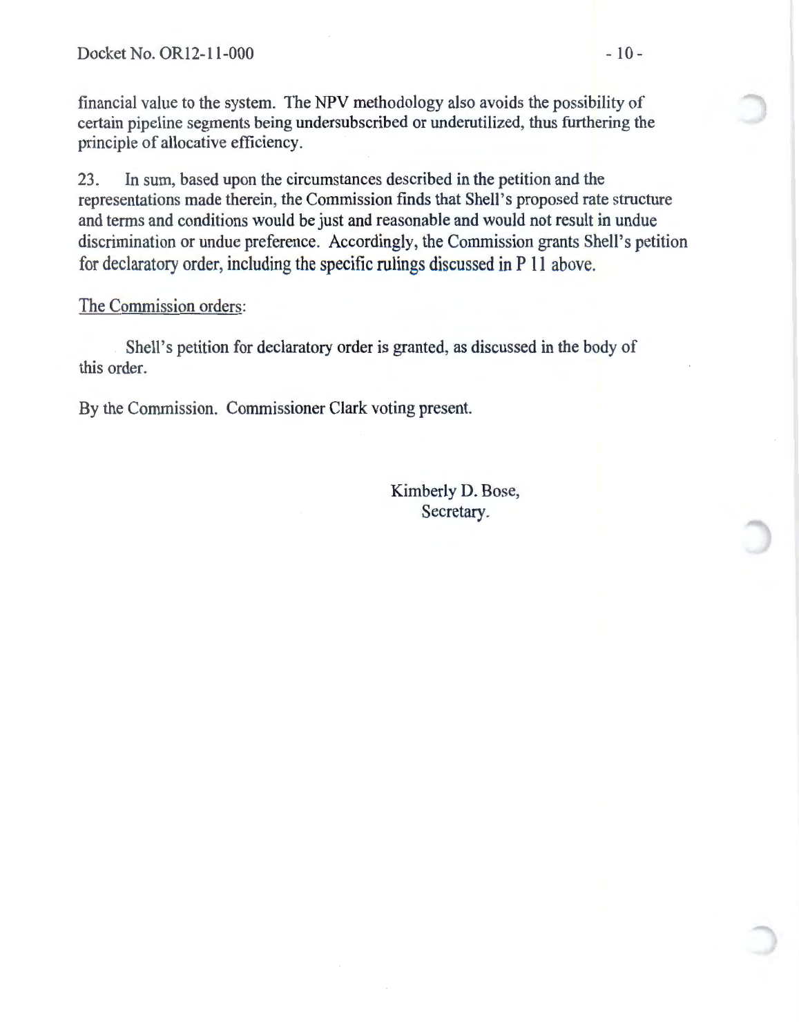financial value to the system. The NPV methodology also avoids the possibility of certain pipeline segments being undersubscribed or underutilized, thus furthering the principle of allocative efficiency.

23. In sum, based upon the circumstances described in the petition and the representations made therein, the Commission finds that Shell's proposed rate structure and terms and conditions would be just and reasonable and would not result in undue discrimination or undue preference. Accordingly, the Commission grants Shell's petition for declaratory order, including the specific rulings discussed in P 11 above.

The Commission orders:

Shell's petition for declaratory order is granted, as discussed in the body of this order.

By the Commission. Commissioner Clark voting present.

Kimberly D. Bose,
Secretary.